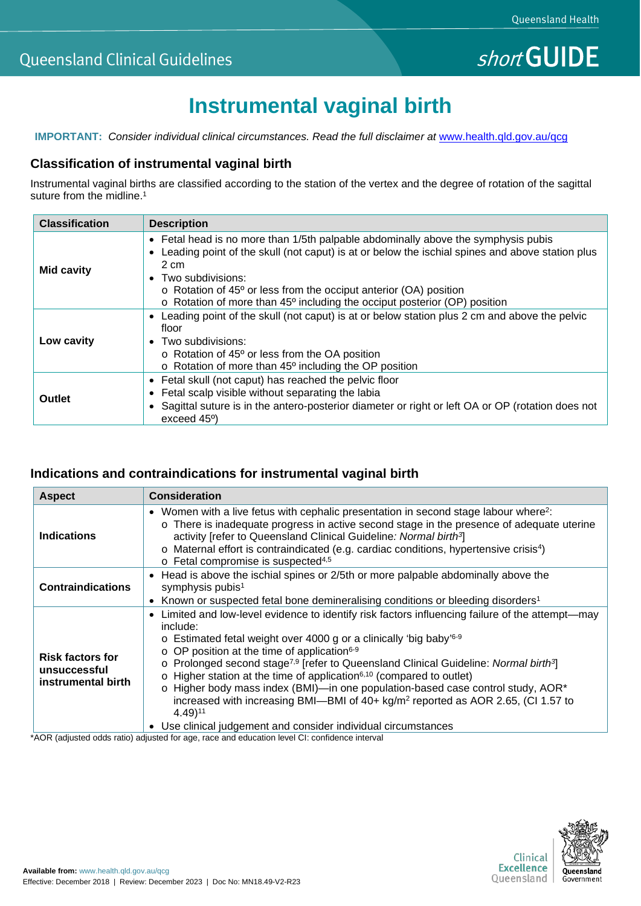Queensland Clinical Guidelines

*short* GUIDE

# Instrumental vaginal birth

**IMPORTANT:** *Consider individual clinical circumstances. Read the full disclaimer at* www.health.qld.gov.au/qcg

## Classification of instrumental vaginal birth

Instrumental vaginal births are classified according to the station of the vertex and the degree of rotation of the sagittal suture from the midline.[1]

| Classification | Description |
|---|---|
| **Mid cavity** | • Fetal head is no more than 1/5th palpable abdominally above the symphysis pubis<br>• Leading point of the skull (not caput) is at or below the ischial spines and above station plus 2 cm<br>• Two subdivisions:<br>o Rotation of 45º or less from the occiput anterior (OA) position<br>o Rotation of more than 45º including the occiput posterior (OP) position |
| **Low cavity** | • Leading point of the skull (not caput) is at or below station plus 2 cm and above the pelvic floor<br>• Two subdivisions:<br>o Rotation of 45º or less from the OA position<br>o Rotation of more than 45º including the OP position |
| **Outlet** | • Fetal skull (not caput) has reached the pelvic floor<br>• Fetal scalp visible without separating the labia<br>• Sagittal suture is in the antero-posterior diameter or right or left OA or OP (rotation does not exceed 45º) |

## Indications and contraindications for instrumental vaginal birth

| Aspect | Consideration |
|---|---|
| **Indications** | • Women with a live fetus with cephalic presentation in second stage labour where[2]:<br>o There is inadequate progress in active second stage in the presence of adequate uterine activity [refer to Queensland Clinical Guideline*: Normal birth*[3]]<br>o Maternal effort is contraindicated (e.g. cardiac conditions, hypertensive crisis[4])<br>o Fetal compromise is suspected[4,5] |
| **Contraindications** | • Head is above the ischial spines or 2/5th or more palpable abdominally above the symphysis pubis[1]<br>• Known or suspected fetal bone demineralising conditions or bleeding disorders[1] |
| **Risk factors for unsuccessful instrumental birth** | • Limited and low-level evidence to identify risk factors influencing failure of the attempt—may include:<br>o Estimated fetal weight over 4000 g or a clinically 'big baby'[6-9]<br>o OP position at the time of application[6-9]<br>o Prolonged second stage[7,9] [refer to Queensland Clinical Guideline: *Normal birth*[3]]<br>o Higher station at the time of application[6,10] (compared to outlet)<br>o Higher body mass index (BMI)—in one population-based case control study, AOR* increased with increasing BMI—BMI of 40+ kg/m$^2$ reported as AOR 2.65, (CI 1.57 to 4.49)[11]<br>• Use clinical judgement and consider individual circumstances |

*AOR (adjusted odds ratio) adjusted for age, race and education level CI: confidence interval

**Available from:** www.health.qld.gov.au/qcg
Effective: December 2018 | Review: December 2023 | Doc No: MN18.49-V2-R23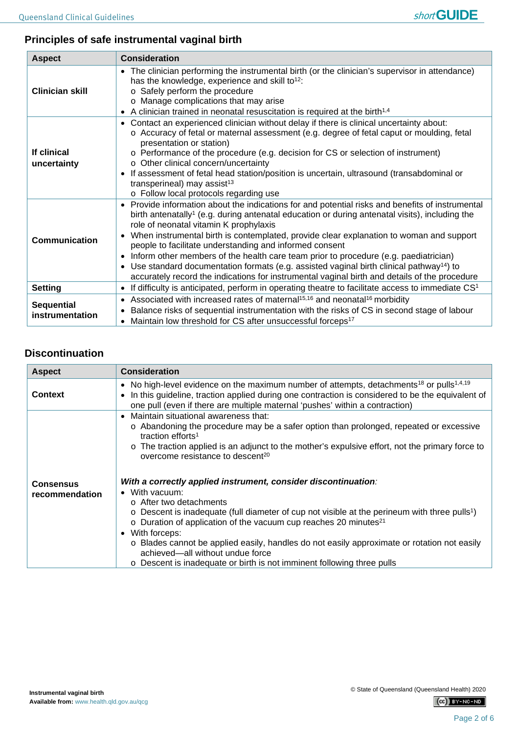## Principles of safe instrumental vaginal birth

| Aspect | Consideration |
| --- | --- |
| **Clinician skill** | • The clinician performing the instrumental birth (or the clinician's supervisor in attendance) has the knowledge, experience and skill to[12]:<br>o Safely perform the procedure<br>o Manage complications that may arise<br>• A clinician trained in neonatal resuscitation is required at the birth[1,4] |
| **If clinical uncertainty** | • Contact an experienced clinician without delay if there is clinical uncertainty about:<br>o Accuracy of fetal or maternal assessment (e.g. degree of fetal caput or moulding, fetal presentation or station)<br>o Performance of the procedure (e.g. decision for CS or selection of instrument)<br>o Other clinical concern/uncertainty<br>• If assessment of fetal head station/position is uncertain, ultrasound (transabdominal or transperineal) may assist[13]<br>o Follow local protocols regarding use |
| **Communication** | • Provide information about the indications for and potential risks and benefits of instrumental birth antenatally[1] (e.g. during antenatal education or during antenatal visits), including the role of neonatal vitamin K prophylaxis<br>• When instrumental birth is contemplated, provide clear explanation to woman and support people to facilitate understanding and informed consent<br>• Inform other members of the health care team prior to procedure (e.g. paediatrician)<br>• Use standard documentation formats (e.g. assisted vaginal birth clinical pathway[14]) to accurately record the indications for instrumental vaginal birth and details of the procedure |
| **Setting** | • If difficulty is anticipated, perform in operating theatre to facilitate access to immediate CS[1] |
| **Sequential instrumentation** | • Associated with increased rates of maternal[15,16] and neonatal[16] morbidity<br>• Balance risks of sequential instrumentation with the risks of CS in second stage of labour<br>• Maintain low threshold for CS after unsuccessful forceps[17] |

## Discontinuation

| Aspect | Consideration |
| --- | --- |
| **Context** | • No high-level evidence on the maximum number of attempts, detachments[18] or pulls[1,4,19]<br>• In this guideline, traction applied during one contraction is considered to be the equivalent of one pull (even if there are multiple maternal 'pushes' within a contraction) |
| **Consensus recommendation** | • Maintain situational awareness that:<br>o Abandoning the procedure may be a safer option than prolonged, repeated or excessive traction efforts[1]<br>o The traction applied is an adjunct to the mother's expulsive effort, not the primary force to overcome resistance to descent[20]<br><br>***With a correctly applied instrument, consider discontinuation:***<br>• With vacuum:<br>o After two detachments<br>o Descent is inadequate (full diameter of cup not visible at the perineum with three pulls[1])<br>o Duration of application of the vacuum cup reaches 20 minutes[21]<br>• With forceps:<br>o Blades cannot be applied easily, handles do not easily approximate or rotation not easily achieved—all without undue force<br>o Descent is inadequate or birth is not imminent following three pulls |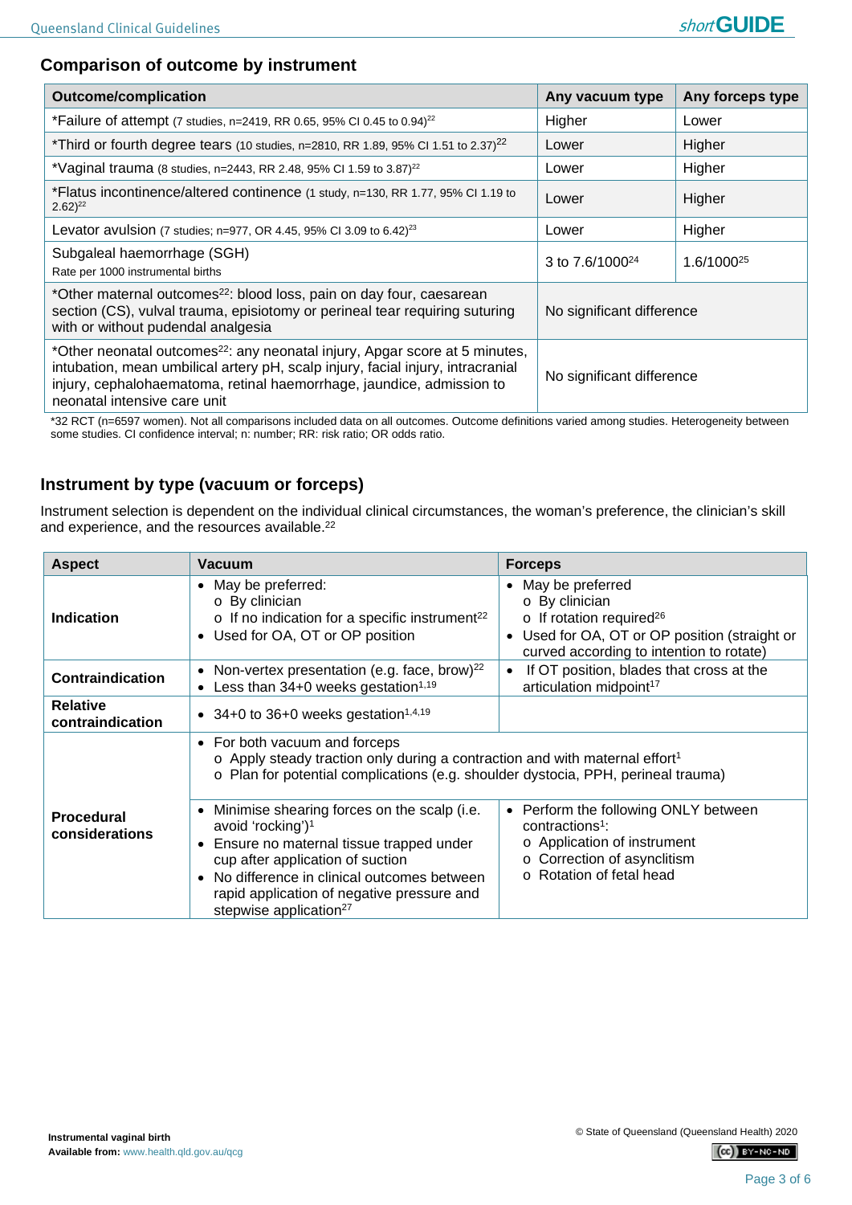## Comparison of outcome by instrument

| Outcome/complication | Any vacuum type | Any forceps type |
|---|---|---|
| *Failure of attempt (7 studies, n=2419, RR 0.65, 95% CI 0.45 to 0.94)[22] | Higher | Lower |
| *Third or fourth degree tears (10 studies, n=2810, RR 1.89, 95% CI 1.51 to 2.37)[22] | Lower | Higher |
| *Vaginal trauma (8 studies, n=2443, RR 2.48, 95% CI 1.59 to 3.87)[22] | Lower | Higher |
| *Flatus incontinence/altered continence (1 study, n=130, RR 1.77, 95% CI 1.19 to 2.62)[22] | Lower | Higher |
| Levator avulsion (7 studies; n=977, OR 4.45, 95% CI 3.09 to 6.42)[23] | Lower | Higher |
| Subgaleal haemorrhage (SGH)<br>Rate per 1000 instrumental births | 3 to 7.6/1000[24] | 1.6/1000[25] |
| *Other maternal outcomes[22]: blood loss, pain on day four, caesarean section (CS), vulval trauma, episiotomy or perineal tear requiring suturing with or without pudendal analgesia | No significant difference | |
| *Other neonatal outcomes[22]: any neonatal injury, Apgar score at 5 minutes, intubation, mean umbilical artery pH, scalp injury, facial injury, intracranial injury, cephalohaematoma, retinal haemorrhage, jaundice, admission to neonatal intensive care unit | No significant difference | |

*32 RCT (n=6597 women). Not all comparisons included data on all outcomes. Outcome definitions varied among studies. Heterogeneity between some studies. CI confidence interval; n: number; RR: risk ratio; OR odds ratio.

## Instrument by type (vacuum or forceps)

Instrument selection is dependent on the individual clinical circumstances, the woman's preference, the clinician's skill and experience, and the resources available.[22]

| Aspect | Vacuum | Forceps |
|---|---|---|
| **Indication** | • May be preferred:<br>o By clinician<br>o If no indication for a specific instrument[22]<br>• Used for OA, OT or OP position | • May be preferred<br>o By clinician<br>o If rotation required[26]<br>• Used for OA, OT or OP position (straight or curved according to intention to rotate) |
| **Contraindication** | • Non-vertex presentation (e.g. face, brow)[22]<br>• Less than 34+0 weeks gestation[1,19] | • If OT position, blades that cross at the articulation midpoint[17] |
| **Relative contraindication** | • 34+0 to 36+0 weeks gestation[1,4,19] | |
| **Procedural considerations** | • For both vacuum and forceps<br>o Apply steady traction only during a contraction and with maternal effort[1]<br>o Plan for potential complications (e.g. shoulder dystocia, PPH, perineal trauma) | |
| | • Minimise shearing forces on the scalp (i.e. avoid 'rocking')[1]<br>• Ensure no maternal tissue trapped under cup after application of suction<br>• No difference in clinical outcomes between rapid application of negative pressure and stepwise application[27] | • Perform the following ONLY between contractions[1]:<br>o Application of instrument<br>o Correction of asynclitism<br>o Rotation of fetal head |

**Instrumental vaginal birth**
**Available from:** www.health.qld.gov.au/qcg

© State of Queensland (Queensland Health) 2020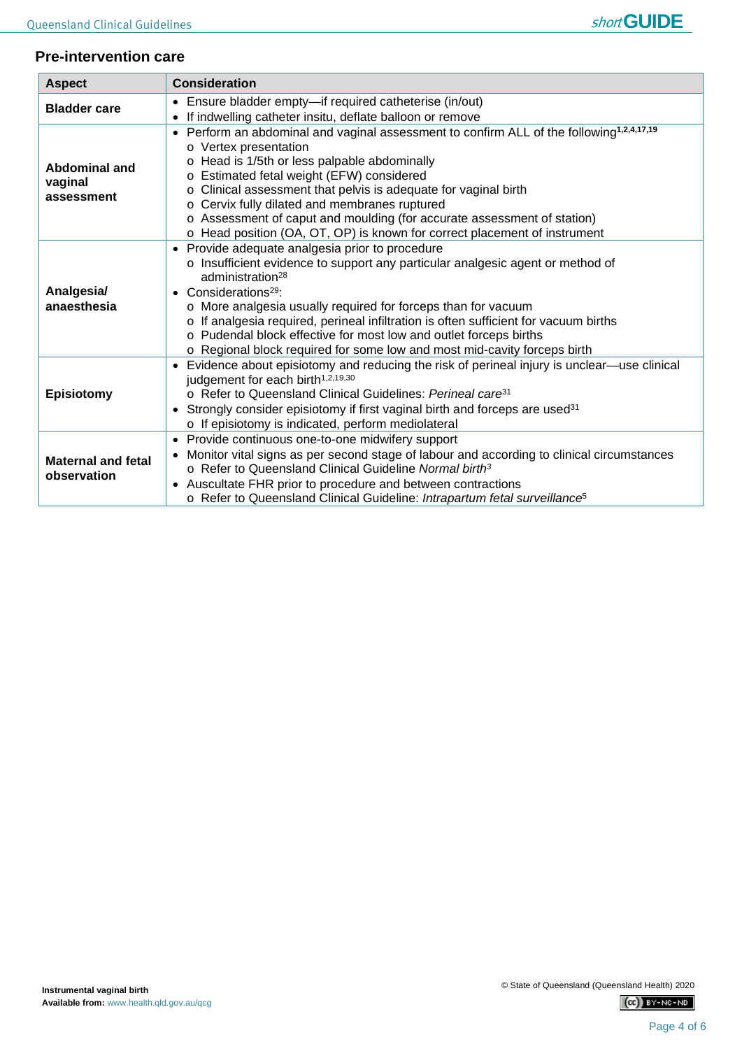## Pre-intervention care

| Aspect | Consideration |
|---|---|
| **Bladder care** | • Ensure bladder empty—if required catheterise (in/out)<br>• If indwelling catheter insitu, deflate balloon or remove |
| **Abdominal and vaginal assessment** | • Perform an abdominal and vaginal assessment to confirm ALL of the following[1,2,4,17,19]<br>  o Vertex presentation<br>  o Head is 1/5th or less palpable abdominally<br>  o Estimated fetal weight (EFW) considered<br>  o Clinical assessment that pelvis is adequate for vaginal birth<br>  o Cervix fully dilated and membranes ruptured<br>  o Assessment of caput and moulding (for accurate assessment of station)<br>  o Head position (OA, OT, OP) is known for correct placement of instrument |
| **Analgesia/ anaesthesia** | • Provide adequate analgesia prior to procedure<br>  o Insufficient evidence to support any particular analgesic agent or method of administration[28]<br>• Considerations[29]:<br>  o More analgesia usually required for forceps than for vacuum<br>  o If analgesia required, perineal infiltration is often sufficient for vacuum births<br>  o Pudendal block effective for most low and outlet forceps births<br>  o Regional block required for some low and most mid-cavity forceps birth |
| **Episiotomy** | • Evidence about episiotomy and reducing the risk of perineal injury is unclear—use clinical judgement for each birth[1,2,19,30]<br>  o Refer to Queensland Clinical Guidelines: *Perineal care*[31]<br>• Strongly consider episiotomy if first vaginal birth and forceps are used[31]<br>  o If episiotomy is indicated, perform mediolateral |
| **Maternal and fetal observation** | • Provide continuous one-to-one midwifery support<br>• Monitor vital signs as per second stage of labour and according to clinical circumstances<br>  o Refer to Queensland Clinical Guideline *Normal birth*[3]<br>• Auscultate FHR prior to procedure and between contractions<br>  o Refer to Queensland Clinical Guideline: *Intrapartum fetal surveillance*[5] |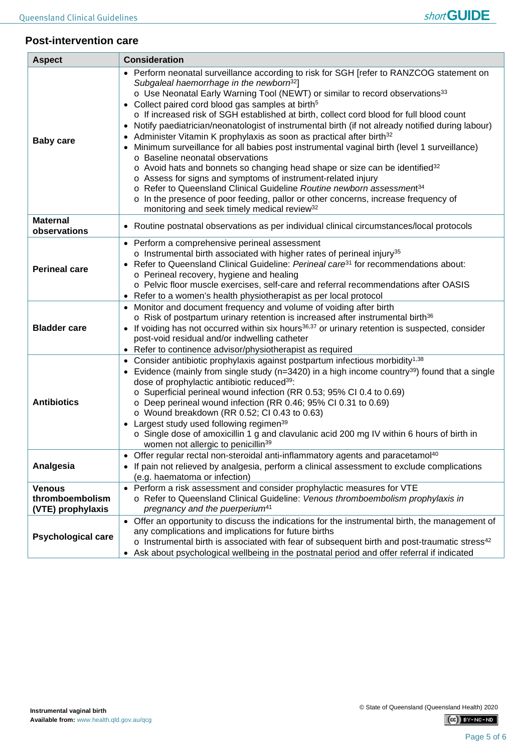## Post-intervention care

| Aspect | Consideration |
|---|---|
| **Baby care** | • Perform neonatal surveillance according to risk for SGH [refer to RANZCOG statement on *Subgaleal haemorrhage in the newborn*[32]]<br>  o Use Neonatal Early Warning Tool (NEWT) or similar to record observations[33]<br>• Collect paired cord blood gas samples at birth[5]<br>  o If increased risk of SGH established at birth, collect cord blood for full blood count<br>• Notify paediatrician/neonatologist of instrumental birth (if not already notified during labour)<br>• Administer Vitamin K prophylaxis as soon as practical after birth[32]<br>• Minimum surveillance for all babies post instrumental vaginal birth (level 1 surveillance)<br>  o Baseline neonatal observations<br>  o Avoid hats and bonnets so changing head shape or size can be identified[32]<br>  o Assess for signs and symptoms of instrument-related injury<br>  o Refer to Queensland Clinical Guideline *Routine newborn assessment*[34]<br>  o In the presence of poor feeding, pallor or other concerns, increase frequency of monitoring and seek timely medical review[32] |
| **Maternal observations** | • Routine postnatal observations as per individual clinical circumstances/local protocols |
| **Perineal care** | • Perform a comprehensive perineal assessment<br>  o Instrumental birth associated with higher rates of perineal injury[35]<br>• Refer to Queensland Clinical Guideline: *Perineal care*[31] for recommendations about:<br>  o Perineal recovery, hygiene and healing<br>  o Pelvic floor muscle exercises, self-care and referral recommendations after OASIS<br>• Refer to a women's health physiotherapist as per local protocol |
| **Bladder care** | • Monitor and document frequency and volume of voiding after birth<br>  o Risk of postpartum urinary retention is increased after instrumental birth[36]<br>• If voiding has not occurred within six hours[36,37] or urinary retention is suspected, consider post-void residual and/or indwelling catheter<br>• Refer to continence advisor/physiotherapist as required |
| **Antibiotics** | • Consider antibiotic prophylaxis against postpartum infectious morbidity[1,38]<br>• Evidence (mainly from single study (n=3420) in a high income country[39]) found that a single dose of prophylactic antibiotic reduced[39]:<br>  o Superficial perineal wound infection (RR 0.53; 95% CI 0.4 to 0.69)<br>  o Deep perineal wound infection (RR 0.46; 95% CI 0.31 to 0.69)<br>  o Wound breakdown (RR 0.52; CI 0.43 to 0.63)<br>• Largest study used following regimen[39]<br>  o Single dose of amoxicillin 1 g and clavulanic acid 200 mg IV within 6 hours of birth in women not allergic to penicillin[39] |
| **Analgesia** | • Offer regular rectal non-steroidal anti-inflammatory agents and paracetamol[40]<br>• If pain not relieved by analgesia, perform a clinical assessment to exclude complications (e.g. haematoma or infection) |
| **Venous thromboembolism (VTE) prophylaxis** | • Perform a risk assessment and consider prophylactic measures for VTE<br>  o Refer to Queensland Clinical Guideline: *Venous thromboembolism prophylaxis in pregnancy and the puerperium*[41] |
| **Psychological care** | • Offer an opportunity to discuss the indications for the instrumental birth, the management of any complications and implications for future births<br>  o Instrumental birth is associated with fear of subsequent birth and post-traumatic stress[42]<br>• Ask about psychological wellbeing in the postnatal period and offer referral if indicated |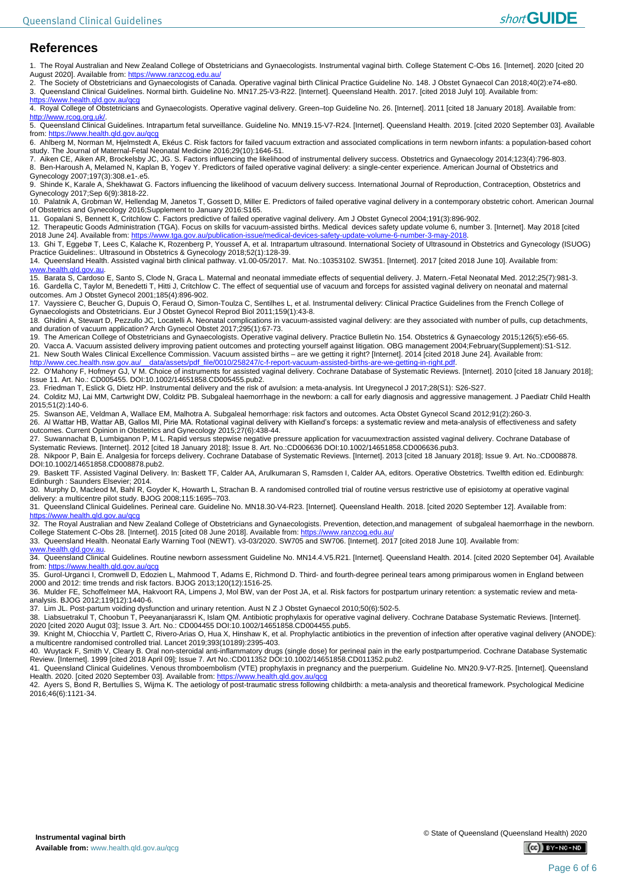## References

1. The Royal Australian and New Zealand College of Obstetricians and Gynaecologists. Instrumental vaginal birth. College Statement C-Obs 16. [Internet]. 2020 [cited 20 August 2020]. Available from: https://www.ranzcog.edu.au/
2. The Society of Obstetricians and Gynaecologists of Canada. Operative vaginal birth Clinical Practice Guideline No. 148. J Obstet Gynaecol Can 2018;40(2):e74-e80.
3. Queensland Clinical Guidelines. Normal birth. Guideline No. MN17.25-V3-R22. [Internet]. Queensland Health. 2017. [cited 2018 Julyl 10]. Available from: https://www.health.qld.gov.au/qcg
4. Royal College of Obstetricians and Gynaecologists. Operative vaginal delivery. Green–top Guideline No. 26. [Internet]. 2011 [cited 18 January 2018]. Available from: http://www.rcog.org.uk/.
5. Queensland Clinical Guidelines. Intrapartum fetal surveillance. Guideline No. MN19.15-V7-R24. [Internet]. Queensland Health. 2019. [cited 2020 September 03]. Available from: https://www.health.qld.gov.au/qcg
6. Ahlberg M, Norman M, Hjelmstedt A, Ekéus C. Risk factors for failed vacuum extraction and associated complications in term newborn infants: a population-based cohort study. The Journal of Maternal-Fetal Neonatal Medicine 2016;29(10):1646-51.
7. Aiken CE, Aiken AR, Brockelsby JC, JG. S. Factors influencing the likelihood of instrumental delivery success. Obstetrics and Gynaecology 2014;123(4):796-803.
8. Ben-Haroush A, Melamed N, Kaplan B, Yogev Y. Predictors of failed operative vaginal delivery: a single-center experience. American Journal of Obstetrics and Gynecology 2007;197(3):308.e1-.e5.
9. Shinde K, Karale A, Shekhawat G. Factors influencing the likelihood of vacuum delivery success. International Journal of Reproduction, Contraception, Obstetrics and Gynecology 2017;Sep 6(9):3818-22.
10. Palatnik A, Grobman W, Hellendag M, Janetos T, Gossett D, Miller E. Predictors of failed operative vaginal delivery in a contemporary obstetric cohort. American Journal of Obstetrics and Gynecology 2016;Supplement to January 2016:S165.
11. Gopalani S, Bennett K, Critchlow C. Factors predictive of failed operative vaginal delivery. Am J Obstet Gynecol 2004;191(3):896-902.
12. Therapeutic Goods Administration (TGA). Focus on skills for vacuum-assisted births. Medical devices safety update volume 6, number 3. [Internet]. May 2018 [cited 2018 June 24]. Available from: https://www.tga.gov.au/publication-issue/medical-devices-safety-update-volume-6-number-3-may-2018.
13. Ghi T, Eggebø T, Lees C, Kalache K, Rozenberg P, Youssef A, et al. Intrapartum ultrasound. International Society of Ultrasound in Obstetrics and Gynecology (ISUOG) Practice Guidelines:. Ultrasound in Obstetrics & Gynecology 2018;52(1):128-39.
14. Queensland Health. Assisted vaginal birth clinical pathway. v1.00-05/2017. Mat. No.:10353102. SW351. [Internet]. 2017 [cited 2018 June 10]. Available from: www.health.qld.gov.au.
15. Barata S, Cardoso E, Santo S, Clode N, Graca L. Maternal and neonatal immediate effects of sequential delivery. J. Matern.-Fetal Neonatal Med. 2012;25(7):981-3.
16. Gardella C, Taylor M, Benedetti T, Hitti J, Critchlow C. The effect of sequential use of vacuum and forceps for assisted vaginal delivery on neonatal and maternal outcomes. Am J Obstet Gynecol 2001;185(4):896-902.
17. Vayssiere C, Beucher G, Dupuis O, Feraud O, Simon-Toulza C, Sentilhes L, et al. Instrumental delivery: Clinical Practice Guidelines from the French College of Gynaecologists and Obstetricians. Eur J Obstet Gynecol Reprod Biol 2011;159(1):43-8.
18. Ghidini A, Stewart D, Pezzullo JC, Locatelli A. Neonatal complications in vacuum-assisted vaginal delivery: are they associated with number of pulls, cup detachments, and duration of vacuum application? Arch Gynecol Obstet 2017;295(1):67-73.
19. The American College of Obstetricians and Gynaecologists. Operative vaginal delivery. Practice Bulletin No. 154. Obstetrics & Gynaecology 2015;126(5):e56-65.
20. Vacca A. Vacuum assisted delivery improving patient outcomes and protecting yourself against litigation. OBG management 2004;February(Supplement):S1-S12.
21. New South Wales Clinical Excellence Commission. Vacuum assisted births – are we getting it right? [Internet]. 2014 [cited 2018 June 24]. Available from: http://www.cec.health.nsw.gov.au/__data/assets/pdf_file/0010/258247/c-f-report-vacuum-assisted-births-are-we-getting-in-right.pdf.
22. O'Mahony F, Hofmeyr GJ, V M. Choice of instruments for assisted vaginal delivery. Cochrane Database of Systematic Reviews. [Internet]. 2010 [cited 18 January 2018]; Issue 11. Art. No.: CD005455. DOI:10.1002/14651858.CD005455.pub2.
23. Friedman T, Eslick G, Dietz HP. Instrumental delivery and the risk of avulsion: a meta-analysis. Int Uregynecol J 2017;28(S1): S26-S27.
24. Colditz MJ, Lai MM, Cartwright DW, Colditz PB. Subgaleal haemorrhage in the newborn: a call for early diagnosis and aggressive management. J Paediatr Child Health 2015;51(2):140-6.
25. Swanson AE, Veldman A, Wallace EM, Malhotra A. Subgaleal hemorrhage: risk factors and outcomes. Acta Obstet Gynecol Scand 2012;91(2):260-3.
26. Al Wattar HB, Wattar AB, Gallos MI, Pirie MA. Rotational vaginal delivery with Kielland's forceps: a systematic review and meta-analysis of effectiveness and safety outcomes. Current Opinion in Obstetrics and Gynecology 2015;27(6):438-44.
27. Suwannachat B, Lumbiganon P, M L. Rapid versus stepwise negative pressure application for vacuumextraction assisted vaginal delivery. Cochrane Database of Systematic Reviews. [Internet]. 2012 [cited 18 January 2018]; Issue 8. Art. No.:CD006636 DOI:10.1002/14651858.CD006636.pub3.
28. Nikpoor P, Bain E. Analgesia for forceps delivery. Cochrane Database of Systematic Reviews. [Internet]. 2013 [cited 18 January 2018]; Issue 9. Art. No.:CD008878. DOI:10.1002/14651858.CD008878.pub2.
29. Baskett TF. Assisted Vaginal Delivery. In: Baskett TF, Calder AA, Arulkumaran S, Ramsden I, Calder AA, editors. Operative Obstetrics. Twelfth edition ed. Edinburgh: Edinburgh : Saunders Elsevier; 2014.
30. Murphy D, Macleod M, Bahl R, Goyder K, Howarth L, Strachan B. A randomised controlled trial of routine versus restrictive use of episiotomy at operative vaginal delivery: a multicentre pilot study. BJOG 2008;115:1695–703.
31. Queensland Clinical Guidelines. Perineal care. Guideline No. MN18.30-V4-R23. [Internet]. Queensland Health. 2018. [cited 2020 September 12]. Available from: https://www.health.qld.gov.au/qcg
32. The Royal Australian and New Zealand College of Obstetricians and Gynaecologists. Prevention, detection,and management of subgaleal haemorrhage in the newborn. College Statement C-Obs 28. [Internet]. 2015 [cited 08 June 2018]. Available from: https://www.ranzcog.edu.au/
33. Queensland Health. Neonatal Early Warning Tool (NEWT). v3-03/2020. SW705 and SW706. [Internet]. 2017 [cited 2018 June 10]. Available from: www.health.qld.gov.au.
34. Queensland Clinical Guidelines. Routine newborn assessment Guideline No. MN14.4.V5.R21. [Internet]. Queensland Health. 2014. [cited 2020 September 04]. Available from: https://www.health.qld.gov.au/qcg
35. Gurol-Urganci I, Cromwell D, Edozien L, Mahmood T, Adams E, Richmond D. Third- and fourth-degree perineal tears among primiparous women in England between 2000 and 2012: time trends and risk factors. BJOG 2013;120(12):1516-25.
36. Mulder FE, Schoffelmeer MA, Hakvoort RA, Limpens J, Mol BW, van der Post JA, et al. Risk factors for postpartum urinary retention: a systematic review and meta-analysis. BJOG 2012;119(12):1440-6.
37. Lim JL. Post-partum voiding dysfunction and urinary retention. Aust N Z J Obstet Gynaecol 2010;50(6):502-5.
38. Liabsuetrakul T, Choobun T, Peeyananjarassri K, Islam QM. Antibiotic prophylaxis for operative vaginal delivery. Cochrane Database Systematic Reviews. [Internet]. 2020 [cited 2020 August 03]; Issue 3. Art. No.: CD004455 DOI:10.1002/14651858.CD004455.pub5.
39. Knight M, Chiocchia V, Partlett C, Rivero-Arias O, Hua X, Hinshaw K, et al. Prophylactic antibiotics in the prevention of infection after operative vaginal delivery (ANODE): a multicentre randomised controlled trial. Lancet 2019;393(10189):2395-403.
40. Wuytack F, Smith V, Cleary B. Oral non-steroidal anti-inflammatory drugs (single dose) for perineal pain in the early postpartumperiod. Cochrane Database Systematic Review. [Internet]. 1999 [cited 2018 April 09]; Issue 7. Art No.:CD011352 DOI:10.1002/14651858.CD011352.pub2.
41. Queensland Clinical Guidelines. Venous thromboembolism (VTE) prophylaxis in pregnancy and the puerperium. Guideline No. MN20.9-V7-R25. [Internet]. Queensland Health. 2020. [cited 2020 September 03]. Available from: https://www.health.qld.gov.au/qcg
42. Ayers S, Bond R, Bertullies S, Wijma K. The aetiology of post-traumatic stress following childbirth: a meta-analysis and theoretical framework. Psychological Medicine 2016;46(6):1121-34.